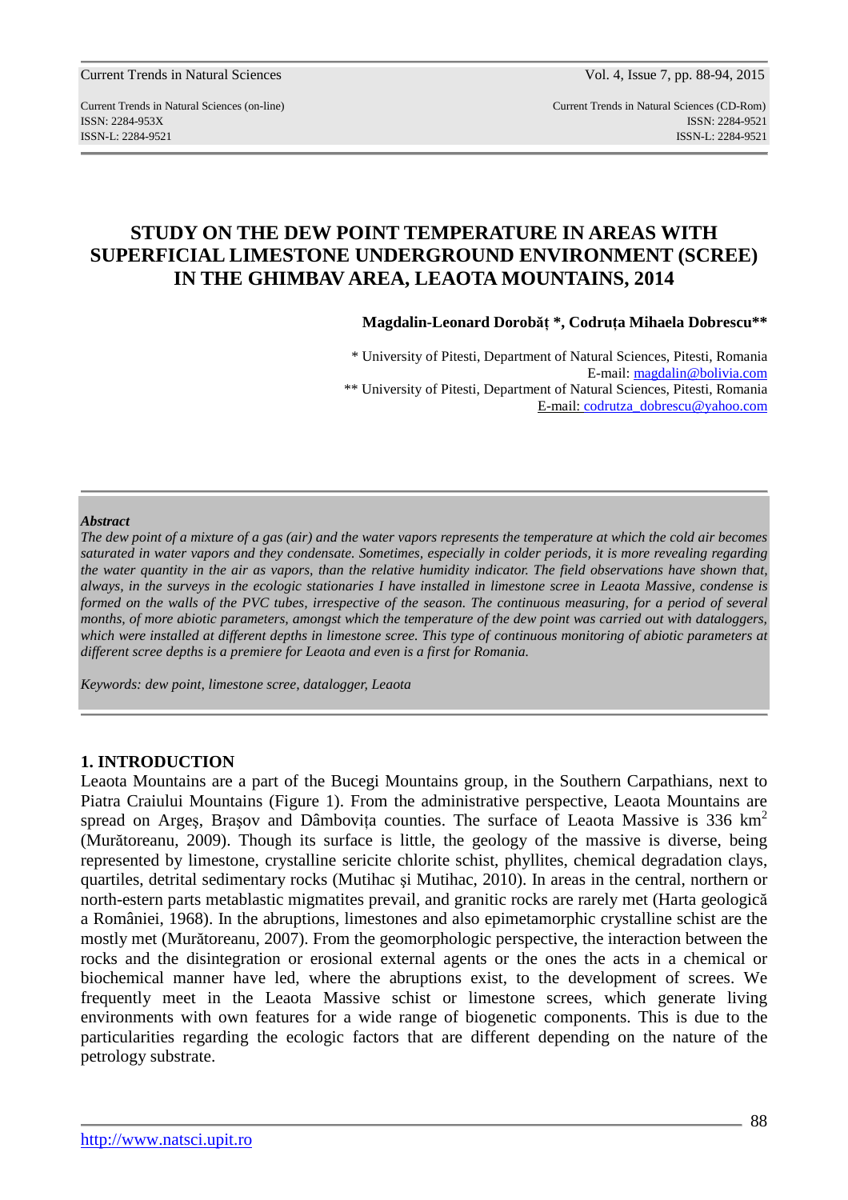Current Trends in Natural Sciences (on-line)
ISSN: 2284-953X
ISSN-L: 2284-9521

Current Trends in Natural Sciences (CD-Rom)
ISSN: 2284-9521
ISSN-L: 2284-9521

# STUDY ON THE DEW POINT TEMPERATURE IN AREAS WITH SUPERFICIAL LIMESTONE UNDERGROUND ENVIRONMENT (SCREE) IN THE GHIMBAV AREA, LEAOTA MOUNTAINS, 2014

**Magdalin-Leonard Dorobăț \*, Codruța Mihaela Dobrescu\*\***

\* University of Pitesti, Department of Natural Sciences, Pitesti, Romania
E-mail: magdalin@bolivia.com
\*\* University of Pitesti, Department of Natural Sciences, Pitesti, Romania
E-mail: codrutza_dobrescu@yahoo.com

***Abstract***

*The dew point of a mixture of a gas (air) and the water vapors represents the temperature at which the cold air becomes saturated in water vapors and they condensate. Sometimes, especially in colder periods, it is more revealing regarding the water quantity in the air as vapors, than the relative humidity indicator. The field observations have shown that, always, in the surveys in the ecologic stationaries I have installed in limestone scree in Leaota Massive, condense is formed on the walls of the PVC tubes, irrespective of the season. The continuous measuring, for a period of several months, of more abiotic parameters, amongst which the temperature of the dew point was carried out with dataloggers, which were installed at different depths in limestone scree. This type of continuous monitoring of abiotic parameters at different scree depths is a premiere for Leaota and even is a first for Romania.*

*Keywords: dew point, limestone scree, datalogger, Leaota*

## 1. INTRODUCTION

Leaota Mountains are a part of the Bucegi Mountains group, in the Southern Carpathians, next to Piatra Craiului Mountains (Figure 1). From the administrative perspective, Leaota Mountains are spread on Argeş, Braşov and Dâmboviţa counties. The surface of Leaota Massive is 336 km$^2$ (Murătoreanu, 2009). Though its surface is little, the geology of the massive is diverse, being represented by limestone, crystalline sericite chlorite schist, phyllites, chemical degradation clays, quartiles, detrital sedimentary rocks (Mutihac şi Mutihac, 2010). In areas in the central, northern or north-estern parts metablastic migmatites prevail, and granitic rocks are rarely met (Harta geologică a României, 1968). In the abruptions, limestones and also epimetamorphic crystalline schist are the mostly met (Murătoreanu, 2007). From the geomorphologic perspective, the interaction between the rocks and the disintegration or erosional external agents or the ones the acts in a chemical or biochemical manner have led, where the abruptions exist, to the development of screes. We frequently meet in the Leaota Massive schist or limestone screes, which generate living environments with own features for a wide range of biogenetic components. This is due to the particularities regarding the ecologic factors that are different depending on the nature of the petrology substrate.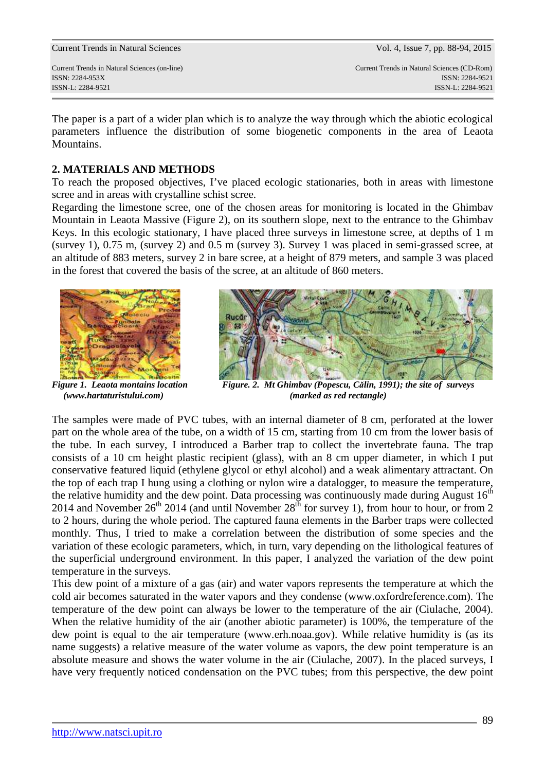The paper is a part of a wider plan which is to analyze the way through which the abiotic ecological parameters influence the distribution of some biogenetic components in the area of Leaota Mountains.

## 2. MATERIALS AND METHODS

To reach the proposed objectives, I've placed ecologic stationaries, both in areas with limestone scree and in areas with crystalline schist scree.

Regarding the limestone scree, one of the chosen areas for monitoring is located in the Ghimbav Mountain in Leaota Massive (Figure 2), on its southern slope, next to the entrance to the Ghimbav Keys. In this ecologic stationary, I have placed three surveys in limestone scree, at depths of 1 m (survey 1), 0.75 m, (survey 2) and 0.5 m (survey 3). Survey 1 was placed in semi-grassed scree, at an altitude of 883 meters, survey 2 in bare scree, at a height of 879 meters, and sample 3 was placed in the forest that covered the basis of the scree, at an altitude of 860 meters.

***Figure 1. Leaota montains location (www.hartaturistului.com)***

***Figure. 2. Mt Ghimbav (Popescu, Călin, 1991); the site of surveys (marked as red rectangle)***

The samples were made of PVC tubes, with an internal diameter of 8 cm, perforated at the lower part on the whole area of the tube, on a width of 15 cm, starting from 10 cm from the lower basis of the tube. In each survey, I introduced a Barber trap to collect the invertebrate fauna. The trap consists of a 10 cm height plastic recipient (glass), with an 8 cm upper diameter, in which I put conservative featured liquid (ethylene glycol or ethyl alcohol) and a weak alimentary attractant. On the top of each trap I hung using a clothing or nylon wire a datalogger, to measure the temperature, the relative humidity and the dew point. Data processing was continuously made during August 16th 2014 and November 26th 2014 (and until November 28th for survey 1), from hour to hour, or from 2 to 2 hours, during the whole period. The captured fauna elements in the Barber traps were collected monthly. Thus, I tried to make a correlation between the distribution of some species and the variation of these ecologic parameters, which, in turn, vary depending on the lithological features of the superficial underground environment. In this paper, I analyzed the variation of the dew point temperature in the surveys.

This dew point of a mixture of a gas (air) and water vapors represents the temperature at which the cold air becomes saturated in the water vapors and they condense (www.oxfordreference.com). The temperature of the dew point can always be lower to the temperature of the air (Ciulache, 2004). When the relative humidity of the air (another abiotic parameter) is 100%, the temperature of the dew point is equal to the air temperature (www.erh.noaa.gov). While relative humidity is (as its name suggests) a relative measure of the water volume as vapors, the dew point temperature is an absolute measure and shows the water volume in the air (Ciulache, 2007). In the placed surveys, I have very frequently noticed condensation on the PVC tubes; from this perspective, the dew point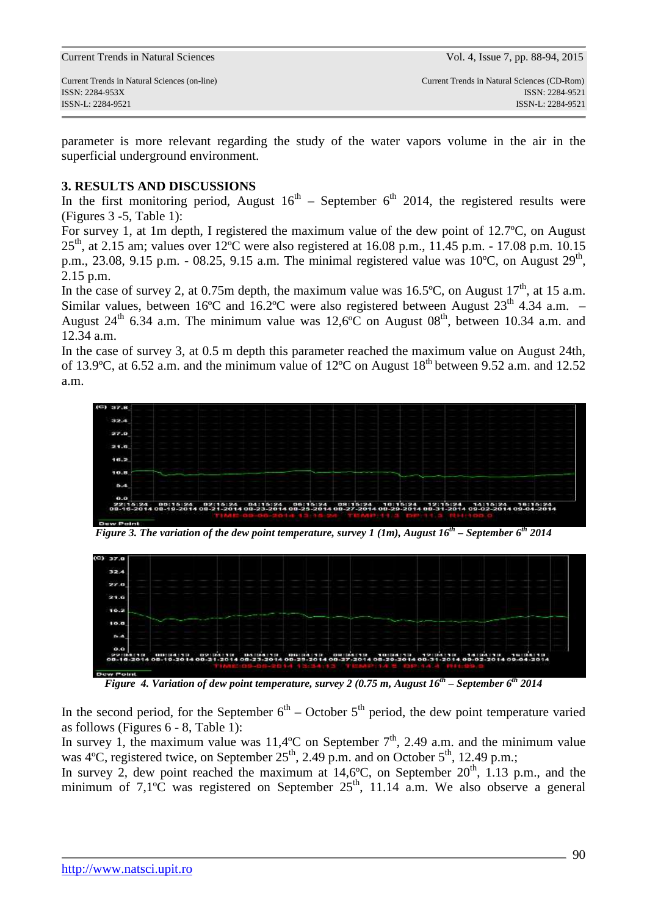parameter is more relevant regarding the study of the water vapors volume in the air in the superficial underground environment.

## 3. RESULTS AND DISCUSSIONS

In the first monitoring period, August 16th – September 6th 2014, the registered results were (Figures 3 -5, Table 1):

For survey 1, at 1m depth, I registered the maximum value of the dew point of 12.7ºC, on August 25th, at 2.15 am; values over 12ºC were also registered at 16.08 p.m., 11.45 p.m. - 17.08 p.m. 10.15 p.m., 23.08, 9.15 p.m. - 08.25, 9.15 a.m. The minimal registered value was 10ºC, on August 29th, 2.15 p.m.

In the case of survey 2, at 0.75m depth, the maximum value was 16.5ºC, on August 17th, at 15 a.m. Similar values, between 16ºC and 16.2ºC were also registered between August 23th 4.34 a.m. – August 24th 6.34 a.m. The minimum value was 12,6ºC on August 08th, between 10.34 a.m. and 12.34 a.m.

In the case of survey 3, at 0.5 m depth this parameter reached the maximum value on August 24th, of 13.9ºC, at 6.52 a.m. and the minimum value of 12ºC on August 18th between 9.52 a.m. and 12.52 a.m.

*Figure 3. The variation of the dew point temperature, survey 1 (1m), August 16th – September 6th 2014*

*Figure 4. Variation of dew point temperature, survey 2 (0.75 m, August 16th – September 6th 2014*

In the second period, for the September 6th – October 5th period, the dew point temperature varied as follows (Figures 6 - 8, Table 1):

In survey 1, the maximum value was 11,4ºC on September 7th, 2.49 a.m. and the minimum value was 4ºC, registered twice, on September 25th, 2.49 p.m. and on October 5th, 12.49 p.m.;

In survey 2, dew point reached the maximum at 14,6ºC, on September 20th, 1.13 p.m., and the minimum of 7,1ºC was registered on September 25th, 11.14 a.m. We also observe a general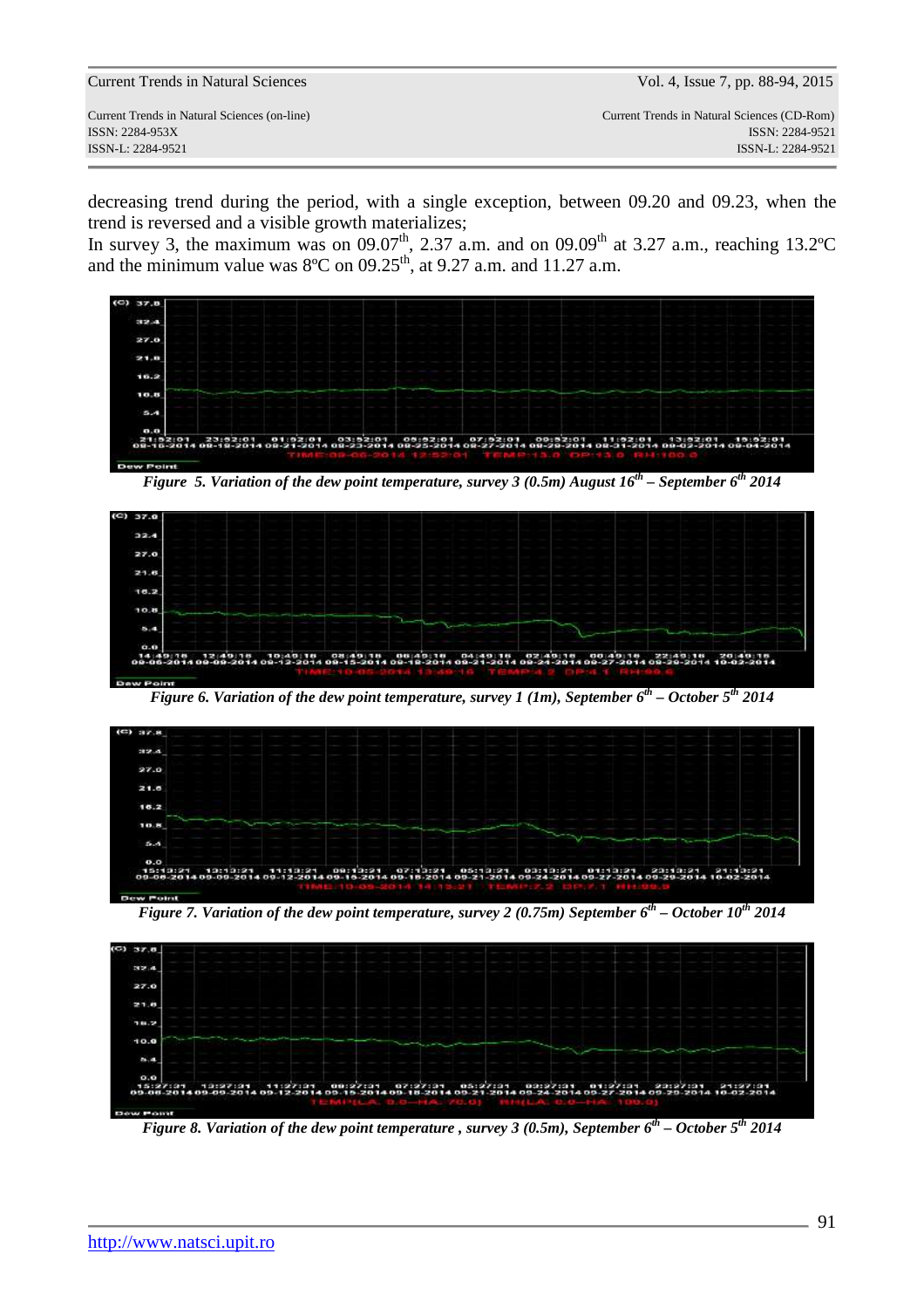decreasing trend during the period, with a single exception, between 09.20 and 09.23, when the trend is reversed and a visible growth materializes;

In survey 3, the maximum was on 09.07[th], 2.37 a.m. and on 09.09[th] at 3.27 a.m., reaching 13.2ºC and the minimum value was 8ºC on 09.25[th], at 9.27 a.m. and 11.27 a.m.

*Figure 5. Variation of the dew point temperature, survey 3 (0.5m) August 16[th] – September 6[th] 2014*

*Figure 6. Variation of the dew point temperature, survey 1 (1m), September 6[th] – October 5[th] 2014*

*Figure 7. Variation of the dew point temperature, survey 2 (0.75m) September 6[th] – October 10[th] 2014*

*Figure 8. Variation of the dew point temperature , survey 3 (0.5m), September 6[th] – October 5[th] 2014*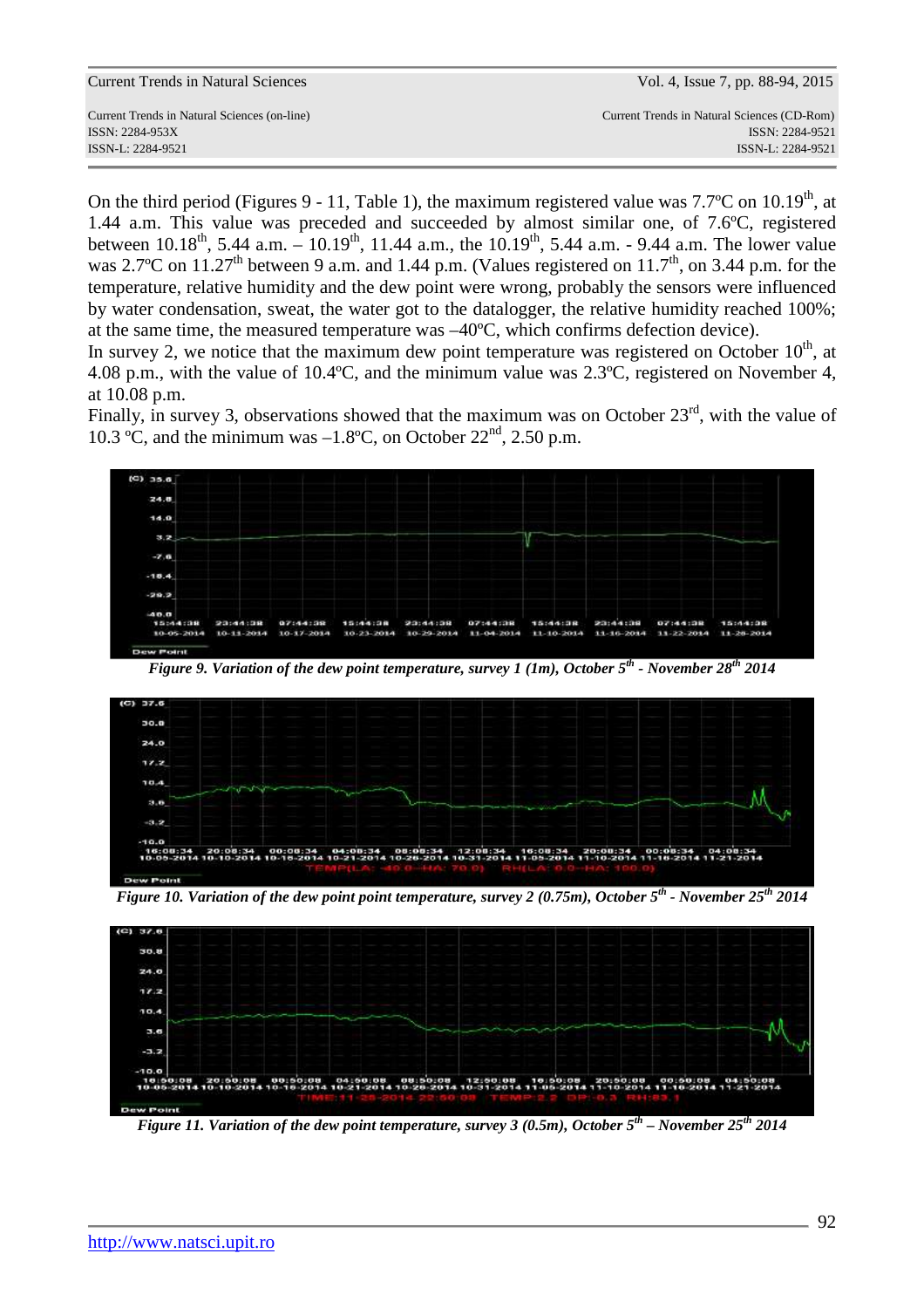On the third period (Figures 9 - 11, Table 1), the maximum registered value was 7.7ºC on 10.19th, at 1.44 a.m. This value was preceded and succeeded by almost similar one, of 7.6ºC, registered between 10.18th, 5.44 a.m. – 10.19th, 11.44 a.m., the 10.19th, 5.44 a.m. - 9.44 a.m. The lower value was 2.7ºC on 11.27th between 9 a.m. and 1.44 p.m. (Values registered on 11.7th, on 3.44 p.m. for the temperature, relative humidity and the dew point were wrong, probably the sensors were influenced by water condensation, sweat, the water got to the datalogger, the relative humidity reached 100%; at the same time, the measured temperature was –40ºC, which confirms defection device).

In survey 2, we notice that the maximum dew point temperature was registered on October 10th, at 4.08 p.m., with the value of 10.4ºC, and the minimum value was 2.3ºC, registered on November 4, at 10.08 p.m.

Finally, in survey 3, observations showed that the maximum was on October 23rd, with the value of 10.3 ºC, and the minimum was –1.8ºC, on October 22nd, 2.50 p.m.

*Figure 9. Variation of the dew point temperature, survey 1 (1m), October 5th - November 28th 2014*

*Figure 10. Variation of the dew point point temperature, survey 2 (0.75m), October 5th - November 25th 2014*

*Figure 11. Variation of the dew point temperature, survey 3 (0.5m), October 5th – November 25th 2014*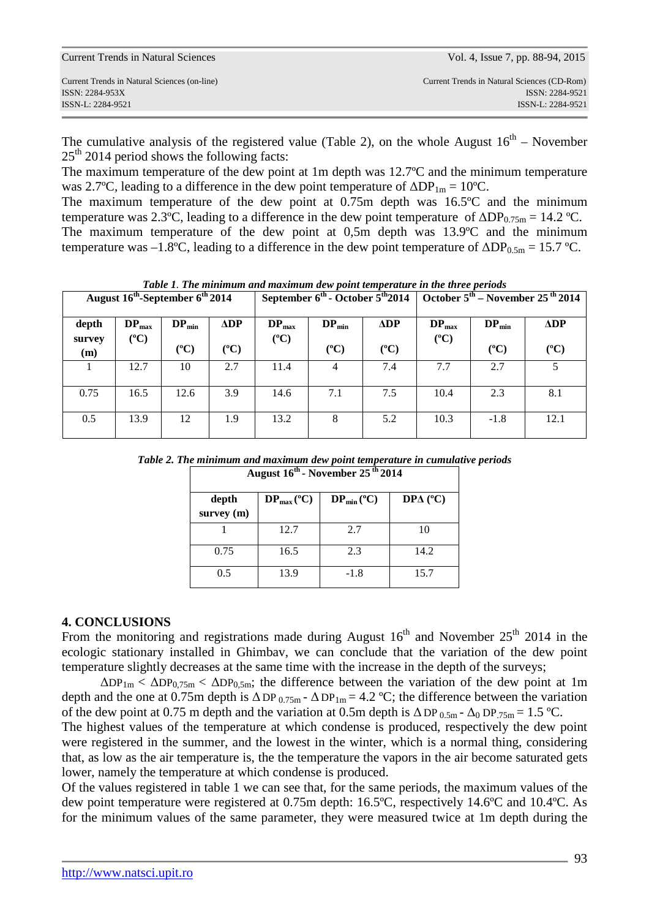The cumulative analysis of the registered value (Table 2), on the whole August 16th – November 25th 2014 period shows the following facts:

The maximum temperature of the dew point at 1m depth was 12.7ºC and the minimum temperature was 2.7ºC, leading to a difference in the dew point temperature of $\Delta DP_{1m}$ = 10ºC.

The maximum temperature of the dew point at 0.75m depth was 16.5ºC and the minimum temperature was 2.3ºC, leading to a difference in the dew point temperature of $\Delta DP_{0.75m}$ = 14.2 ºC.

The maximum temperature of the dew point at 0,5m depth was 13.9ºC and the minimum temperature was –1.8ºC, leading to a difference in the dew point temperature of $\Delta DP_{0.5m}$ = 15.7 ºC.

***Table 1**. The minimum and maximum dew point temperature in the three periods*

| | August 16th-September 6th 2014 | | | September 6th - October 5th 2014 | | | October 5th – November 25th 2014 | | |
|---|---|---|---|---|---|---|---|---|---|
| **depth survey (m)** | **$DP_{max}$ (ºC)** | **$DP_{min}$ (ºC)** | **$\Delta DP$ (ºC)** | **$DP_{max}$ (ºC)** | **$DP_{min}$ (ºC)** | **$\Delta DP$ (ºC)** | **$DP_{max}$ (ºC)** | **$DP_{min}$ (ºC)** | **$\Delta DP$ (ºC)** |
| 1 | 12.7 | 10 | 2.7 | 11.4 | 4 | 7.4 | 7.7 | 2.7 | 5 |
| 0.75 | 16.5 | 12.6 | 3.9 | 14.6 | 7.1 | 7.5 | 10.4 | 2.3 | 8.1 |
| 0.5 | 13.9 | 12 | 1.9 | 13.2 | 8 | 5.2 | 10.3 | -1.8 | 12.1 |

***Table 2. The minimum and maximum dew point temperature in cumulative periods***

| August 16th - November 25th 2014 | | | |
|---|---|---|---|
| **depth survey (m)** | **$DP_{max}$ (ºC)** | **$DP_{min}$ (ºC)** | **$DP\Delta$ (ºC)** |
| 1 | 12.7 | 2.7 | 10 |
| 0.75 | 16.5 | 2.3 | 14.2 |
| 0.5 | 13.9 | -1.8 | 15.7 |

## 4. CONCLUSIONS

From the monitoring and registrations made during August 16th and November 25th 2014 in the ecologic stationary installed in Ghimbav, we can conclude that the variation of the dew point temperature slightly decreases at the same time with the increase in the depth of the surveys;

$\Delta DP_{1m} < \Delta DP_{0,75m} < \Delta DP_{0,5m}$; the difference between the variation of the dew point at 1m depth and the one at 0.75m depth is $\Delta DP_{0.75m} - \Delta DP_{1m}$ = 4.2 ºC; the difference between the variation of the dew point at 0.75 m depth and the variation at 0.5m depth is $\Delta DP_{0.5m} - \Delta_0 DP_{.75m}$ = 1.5 ºC.

The highest values of the temperature at which condense is produced, respectively the dew point were registered in the summer, and the lowest in the winter, which is a normal thing, considering that, as low as the air temperature is, the the temperature the vapors in the air become saturated gets lower, namely the temperature at which condense is produced.

Of the values registered in table 1 we can see that, for the same periods, the maximum values of the dew point temperature were registered at 0.75m depth: 16.5ºC, respectively 14.6ºC and 10.4ºC. As for the minimum values of the same parameter, they were measured twice at 1m depth during the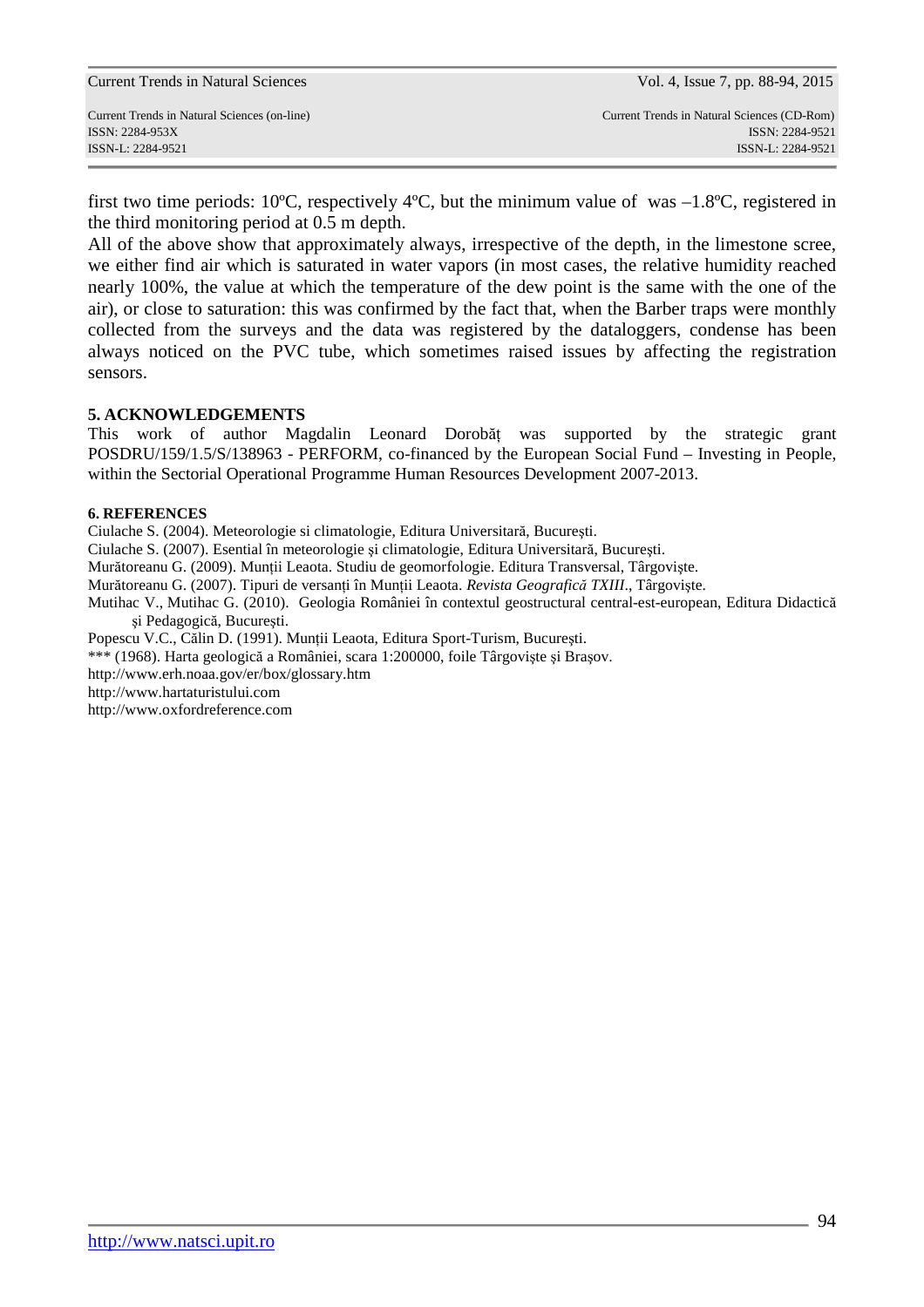first two time periods: 10ºC, respectively 4ºC, but the minimum value of  was –1.8ºC, registered in the third monitoring period at 0.5 m depth.

All of the above show that approximately always, irrespective of the depth, in the limestone scree, we either find air which is saturated in water vapors (in most cases, the relative humidity reached nearly 100%, the value at which the temperature of the dew point is the same with the one of the air), or close to saturation: this was confirmed by the fact that, when the Barber traps were monthly collected from the surveys and the data was registered by the dataloggers, condense has been always noticed on the PVC tube, which sometimes raised issues by affecting the registration sensors.

## 5. ACKNOWLEDGEMENTS

This work of author Magdalin Leonard Dorobăț was supported by the strategic grant POSDRU/159/1.5/S/138963 - PERFORM, co-financed by the European Social Fund – Investing in People, within the Sectorial Operational Programme Human Resources Development 2007-2013.

## 6. REFERENCES

Ciulache S. (2004). Meteorologie si climatologie, Editura Universitară, București.

Ciulache S. (2007). Esential în meteorologie şi climatologie, Editura Universitară, București.

Murătoreanu G. (2009). Munții Leaota. Studiu de geomorfologie. Editura Transversal, Târgoviște.

Murătoreanu G. (2007). Tipuri de versanți în Munții Leaota. *Revista Geografică TXIII*., Târgoviște.

Mutihac V., Mutihac G. (2010). Geologia României în contextul geostructural central-est-european, Editura Didactică şi Pedagogică, Bucureşti.

Popescu V.C., Călin D. (1991). Munții Leaota, Editura Sport-Turism, București.

*** (1968). Harta geologică a României, scara 1:200000, foile Târgoviște și Brașov.

http://www.erh.noaa.gov/er/box/glossary.htm

http://www.hartaturistului.com

http://www.oxfordreference.com